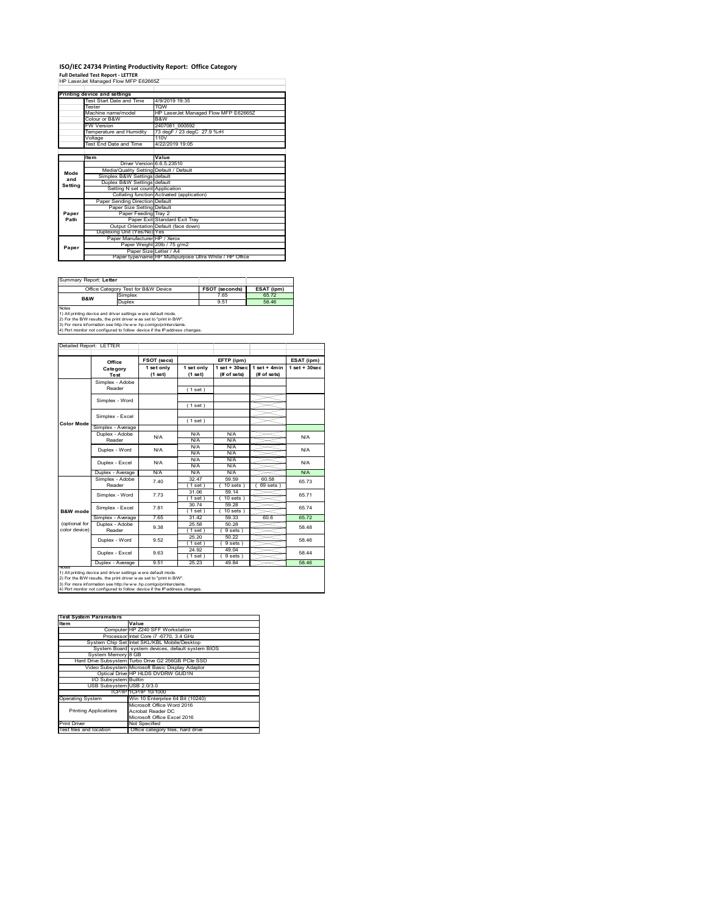# ISO/IEC 24734 Printing Productivity Report: Office Category

**Full Detailed Test Report - LETTER**

HP LaserJet Managed Flow MFP E62665Z

| Printing device and settings | |
|---|---|
| Test Start Date and Time | 4/9/2019 19:35 |
| Tester | TQW |
| Machine name/model | HP LaserJet Managed Flow MFP E62665Z |
| Colour or B&W | B&W |
| FW Version | 2407081_000592 |
| Temperature and Humidity | 73 degF / 23 degC 27.9 %rH |
| Voltage | 110V |
| Test End Date and Time | 4/22/2019 19:05 |

| | Item | Value |
|---|---|---|
| Mode and Setting | Driver Version | 6.6.5.23510 |
| | Media/Quality Setting | Default / Default |
| | Simplex B&W Settings | default |
| | Duplex B&W Settings | default |
| | Setting N set count | Application |
| | Collating function | Activated (application) |
| Paper Path | Paper Sending Direction | Default |
| | Paper Size Setting | Default |
| | Paper Feeding | Tray 2 |
| | Paper Exit | Standard Exit Tray |
| | Output Orientation | Default (face down) |
| | Duplexing Unit (Yes/No) | Yes |
| Paper | Paper Manufacturer | HP / Xerox |
| | Paper Weight | 20lb / 75 g/m2 |
| | Paper Size | Letter / A4 |
| | Paper type/name | HP Multipurpose Ultra White / HP Office |

Summary Report: **Letter**

| Office Category Test for B&W Device | | FSOT (seconds) | ESAT (ipm) |
|---|---|---|---|
| B&W | Simplex | 7.65 | 65.72 |
| | Duplex | 9.51 | 58.46 |

Notes
1) All printing device and driver settings were default mode.
2) For the B/W results, the print driver was set to "print in B/W".
3) For more information see http://www.hp.com/go/printerclaims.
4) Port monitor not configured to follow device if the IP address changes.

Detailed Report: LETTER

| | Office Category Test | FSOT (secs) 1 set only (1 set) | EFTP (ipm) 1 set only (1 set) | EFTP (ipm) 1 set + 30sec (# of sets) | EFTP (ipm) 1 set + 4min (# of sets) | ESAT (ipm) 1 set + 30sec |
|---|---|---|---|---|---|---|
| Color Mode | Simplex - Adobe Reader | | (1 set) | | | |
| | Simplex - Word | | (1 set) | | | |
| | Simplex - Excel | | (1 set) | | | |
| | Simplex - Average | | | | | |
| | Duplex - Adobe Reader | N/A | N/A N/A | N/A N/A | | N/A |
| | Duplex - Word | N/A | N/A N/A | N/A N/A | | N/A |
| | Duplex - Excel | N/A | N/A N/A | N/A N/A | | N/A |
| | Duplex - Average | N/A | N/A | N/A | | N/A |
| B&W mode (optional for color device) | Simplex - Adobe Reader | 7.40 | 32.47 (1 set) | 59.59 (10 sets) | 60.58 (69 sets) | 65.73 |
| | Simplex - Word | 7.73 | 31.06 (1 set) | 59.14 (10 sets) | | 65.71 |
| | Simplex - Excel | 7.81 | 30.74 (1 set) | 59.28 (10 sets) | | 65.74 |
| | Simplex - Average | 7.65 | 31.42 | 59.33 | 60.6 | 65.72 |
| | Duplex - Adobe Reader | 9.38 | 25.58 (1 set) | 50.28 (9 sets) | | 58.48 |
| | Duplex - Word | 9.52 | 25.20 (1 set) | 50.22 (9 sets) | | 58.46 |
| | Duplex - Excel | 9.63 | 24.92 (1 set) | 49.04 (9 sets) | | 58.44 |
| | Duplex - Average | 9.51 | 25.23 | 49.84 | | 58.46 |

Notes
1) All printing device and driver settings were default mode.
2) For the B/W results, the print driver was set to "print in B/W".
3) For more information see http://www.hp.com/go/printerclaims.
4) Port monitor not configured to follow device if the IP address changes.

| Test System Parameters | |
|---|---|
| Item | Value |
| Computer | HP Z240 SFF Workstation |
| Processor | Intel Core i7 -6770, 3.4 GHz |
| System Chip Set | Intel SKL/KBL Mobile/Desktop |
| System Board | system devices, default system BIOS |
| System Memory | 8 GB |
| Hard Drive Subsystem | Turbo Drive G2 256GB PCIe SSD |
| Video Subsystem | Microsoft Basic Display Adaptor |
| Optical Drive | HP HLDS DVDRW GUD1N |
| I/O Subsystem | Builtin |
| USB Subsystem | USB 2.0/3.0 |
| TCP/IP | TCP/IP 10/1000 |
| Operating System | Win 10 Enterprise 64 Bit (10240) |
| Printing Applications | Microsoft Office Word 2016<br>Acrobat Reader DC<br>Microsoft Office Excel 2016 |
| Print Driver | Not Specified |
| Test files and location | Office category files, hard drive |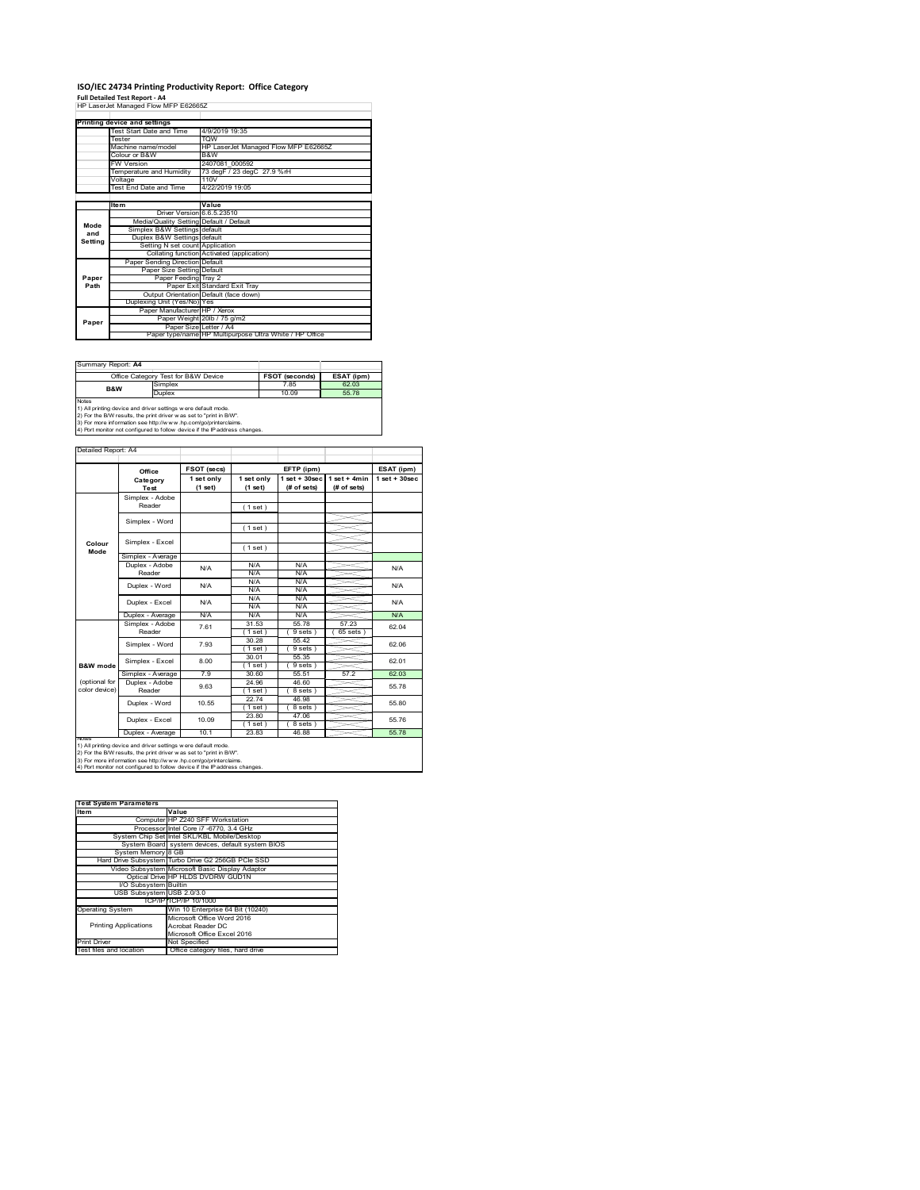# ISO/IEC 24734 Printing Productivity Report: Office Category

**Full Detailed Test Report - A4**

HP LaserJet Managed Flow MFP E62665Z

| Printing device and settings | |
|---|---|
| Test Start Date and Time | 4/9/2019 19:35 |
| Tester | TQW |
| Machine name/model | HP LaserJet Managed Flow MFP E62665Z |
| Colour or B&W | B&W |
| FW Version | 2407081_000592 |
| Temperature and Humidity | 73 degF / 23 degC 27.9 %rH |
| Voltage | 110V |
| Test End Date and Time | 4/22/2019 19:05 |

| | Item | Value |
|---|---|---|
| Mode and Setting | Driver Version | 6.6.5.23510 |
| | Media/Quality Setting | Default / Default |
| | Simplex B&W Settings | default |
| | Duplex B&W Settings | default |
| | Setting N set count | Application |
| | Collating function | Activated (application) |
| Paper Path | Paper Sending Direction | Default |
| | Paper Size Setting | Default |
| | Paper Feeding | Tray 2 |
| | Paper Exit | Standard Exit Tray |
| | Output Orientation | Default (face down) |
| | Duplexing Unit (Yes/No) | Yes |
| Paper | Paper Manufacturer | HP / Xerox |
| | Paper Weight | 20lb / 75 g/m2 |
| | Paper Size | Letter / A4 |
| | Paper type/name | HP Multipurpose Ultra White / HP Office |

Summary Report: **A4**

| Office Category Test for B&W Device | | FSOT (seconds) | ESAT (ipm) |
|---|---|---|---|
| B&W | Simplex | 7.85 | 62.03 |
| | Duplex | 10.09 | 55.78 |

Notes
1) All printing device and driver settings were default mode.
2) For the B/W results, the print driver was set to "print in B/W".
3) For more information see http://www.hp.com/go/printerclaims.
4) Port monitor not configured to follow device if the IP address changes.

Detailed Report: A4

| | Office Category Test | FSOT (secs) 1 set only (1 set) | EFTP (ipm) 1 set only (1 set) | EFTP (ipm) 1 set + 30sec (# of sets) | EFTP (ipm) 1 set + 4min (# of sets) | ESAT (ipm) 1 set + 30sec |
|---|---|---|---|---|---|---|
| Colour Mode | Simplex - Adobe Reader | | (1 set) | | | |
| | Simplex - Word | | (1 set) | | | |
| | Simplex - Excel | | (1 set) | | | |
| | Simplex - Average | | | | | |
| | Duplex - Adobe Reader | N/A | N/A N/A | N/A N/A | | N/A |
| | Duplex - Word | N/A | N/A N/A | N/A N/A | | N/A |
| | Duplex - Excel | N/A | N/A N/A | N/A N/A | | N/A |
| | Duplex - Average | N/A | N/A | N/A | | N/A |
| B&W mode (optional for color device) | Simplex - Adobe Reader | 7.61 | 31.53 (1 set) | 55.78 (9 sets) | 57.23 (65 sets) | 62.04 |
| | Simplex - Word | 7.93 | 30.28 (1 set) | 55.42 (9 sets) | | 62.06 |
| | Simplex - Excel | 8.00 | 30.01 (1 set) | 55.35 (9 sets) | | 62.01 |
| | Simplex - Average | 7.9 | 30.60 | 55.51 | 57.2 | 62.03 |
| | Duplex - Adobe Reader | 9.63 | 24.96 (1 set) | 46.60 (8 sets) | | 55.78 |
| | Duplex - Word | 10.55 | 22.74 (1 set) | 46.98 (8 sets) | | 55.80 |
| | Duplex - Excel | 10.09 | 23.80 (1 set) | 47.06 (8 sets) | | 55.76 |
| | Duplex - Average | 10.1 | 23.83 | 46.88 | | 55.78 |

Notes
1) All printing device and driver settings were default mode.
2) For the B/W results, the print driver was set to "print in B/W".
3) For more information see http://www.hp.com/go/printerclaims.
4) Port monitor not configured to follow device if the IP address changes.

| Test System Parameters | |
|---|---|
| Item | Value |
| Computer | HP Z240 SFF Workstation |
| Processor | Intel Core i7 -6770, 3.4 GHz |
| System Chip Set | Intel SKL/KBL Mobile/Desktop |
| System Board | system devices, default system BIOS |
| System Memory | 8 GB |
| Hard Drive Subsystem | Turbo Drive G2 256GB PCIe SSD |
| Video Subsystem | Microsoft Basic Display Adaptor |
| Optical Drive | HP HLDS DVDRW GUD1N |
| I/O Subsystem | Builtin |
| USB Subsystem | USB 2.0/3.0 |
| TCP/IP | TCP/IP 10/1000 |
| Operating System | Win 10 Enterprise 64 Bit (10240) |
| Printing Applications | Microsoft Office Word 2016<br>Acrobat Reader DC<br>Microsoft Office Excel 2016 |
| Print Driver | Not Specified |
| Test files and location | Office category files, hard drive |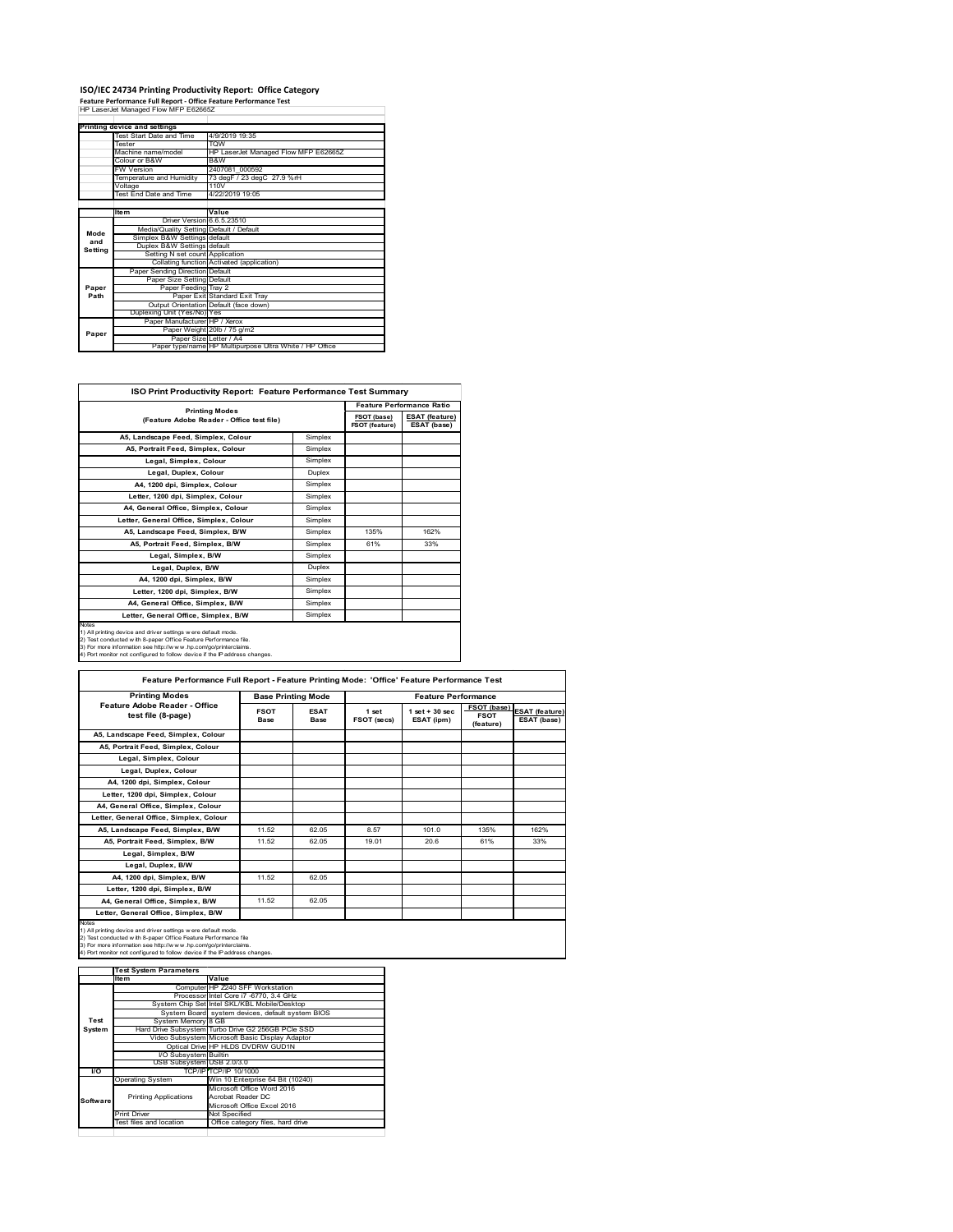# ISO/IEC 24734 Printing Productivity Report: Office Category

**Feature Performance Full Report - Office Feature Performance Test**

HP LaserJet Managed Flow MFP E62665Z

| | Printing device and settings | |
|---|---|---|
| | Test Start Date and Time | 4/9/2019 19:35 |
| | Tester | TQW |
| | Machine name/model | HP LaserJet Managed Flow MFP E62665Z |
| | Colour or B&W | B&W |
| | FW Version | 2407081_000592 |
| | Temperature and Humidity | 73 degF / 23 degC 27.9 %rH |
| | Voltage | 110V |
| | Test End Date and Time | 4/22/2019 19:05 |

| | Item | Value |
|---|---|---|
| Mode and Setting | Driver Version | 6.6.5.23510 |
| | Media/Quality Setting | Default / Default |
| | Simplex B&W Settings | default |
| | Duplex B&W Settings | default |
| | Setting N set count | Application |
| | Collating function | Activated (application) |
| Paper Path | Paper Sending Direction | Default |
| | Paper Size Setting | Default |
| | Paper Feeding | Tray 2 |
| | Paper Exit | Standard Exit Tray |
| | Output Orientation | Default (face down) |
| | Duplexing Unit (Yes/No) | Yes |
| Paper | Paper Manufacturer | HP / Xerox |
| | Paper Weight | 20lb / 75 g/m2 |
| | Paper Size | Letter / A4 |
| | Paper type/name | HP Multipurpose Ultra White / HP Office |

## ISO Print Productivity Report: Feature Performance Test Summary

| Printing Modes (Feature Adobe Reader - Office test file) | | Feature Performance Ratio | |
|---|---|---|---|
| | | FSOT (base) / FSOT (feature) | ESAT (feature) / ESAT (base) |
| A5, Landscape Feed, Simplex, Colour | Simplex | | |
| A5, Portrait Feed, Simplex, Colour | Simplex | | |
| Legal, Simplex, Colour | Simplex | | |
| Legal, Duplex, Colour | Duplex | | |
| A4, 1200 dpi, Simplex, Colour | Simplex | | |
| Letter, 1200 dpi, Simplex, Colour | Simplex | | |
| A4, General Office, Simplex, Colour | Simplex | | |
| Letter, General Office, Simplex, Colour | Simplex | | |
| A5, Landscape Feed, Simplex, B/W | Simplex | 135% | 162% |
| A5, Portrait Feed, Simplex, B/W | Simplex | 61% | 33% |
| Legal, Simplex, B/W | Simplex | | |
| Legal, Duplex, B/W | Duplex | | |
| A4, 1200 dpi, Simplex, B/W | Simplex | | |
| Letter, 1200 dpi, Simplex, B/W | Simplex | | |
| A4, General Office, Simplex, B/W | Simplex | | |
| Letter, General Office, Simplex, B/W | Simplex | | |

Notes
1) All printing device and driver settings were default mode.
2) Test conducted with 8-paper Office Feature Performance file.
3) For more information see http://www.hp.com/go/printerclaims.
4) Port monitor not configured to follow device if the IP address changes.

## Feature Performance Full Report - Feature Printing Mode: 'Office' Feature Performance Test

| Printing Modes Feature Adobe Reader - Office test file (8-page) | Base Printing Mode | | Feature Performance | | | |
|---|---|---|---|---|---|---|
| | FSOT Base | ESAT Base | 1 set FSOT (secs) | 1 set + 30 sec ESAT (ipm) | FSOT (base) / FSOT (feature) | ESAT (feature) / ESAT (base) |
| A5, Landscape Feed, Simplex, Colour | | | | | | |
| A5, Portrait Feed, Simplex, Colour | | | | | | |
| Legal, Simplex, Colour | | | | | | |
| Legal, Duplex, Colour | | | | | | |
| A4, 1200 dpi, Simplex, Colour | | | | | | |
| Letter, 1200 dpi, Simplex, Colour | | | | | | |
| A4, General Office, Simplex, Colour | | | | | | |
| Letter, General Office, Simplex, Colour | | | | | | |
| A5, Landscape Feed, Simplex, B/W | 11.52 | 62.05 | 8.57 | 101.0 | 135% | 162% |
| A5, Portrait Feed, Simplex, B/W | 11.52 | 62.05 | 19.01 | 20.6 | 61% | 33% |
| Legal, Simplex, B/W | | | | | | |
| Legal, Duplex, B/W | | | | | | |
| A4, 1200 dpi, Simplex, B/W | 11.52 | 62.05 | | | | |
| Letter, 1200 dpi, Simplex, B/W | | | | | | |
| A4, General Office, Simplex, B/W | 11.52 | 62.05 | | | | |
| Letter, General Office, Simplex, B/W | | | | | | |

Notes
1) All printing device and driver settings were default mode.
2) Test conducted with 8-paper Office Feature Performance file
3) For more information see http://www.hp.com/go/printerclaims.
4) Port monitor not configured to follow device if the IP address changes.

| | Test System Parameters | |
|---|---|---|
| | Item | Value |
| Test System | Computer | HP Z240 SFF Workstation |
| | Processor | Intel Core i7 -6770, 3.4 GHz |
| | System Chip Set | Intel SKL/KBL Mobile/Desktop |
| | System Board | system devices, default system BIOS |
| | System Memory | 8 GB |
| | Hard Drive Subsystem | Turbo Drive G2 256GB PCIe SSD |
| | Video Subsystem | Microsoft Basic Display Adaptor |
| | Optical Drive | HP HLDS DVDRW GUD1N |
| | I/O Subsystem | Builtin |
| | USB Subsystem | USB 2.0/3.0 |
| I/O | TCP/IP | TCP/IP 10/1000 |
| Software | Operating System | Win 10 Enterprise 64 Bit (10240) |
| | Printing Applications | Microsoft Office Word 2016<br>Acrobat Reader DC<br>Microsoft Office Excel 2016 |
| | Print Driver | Not Specified |
| | Test files and location | Office category files, hard drive |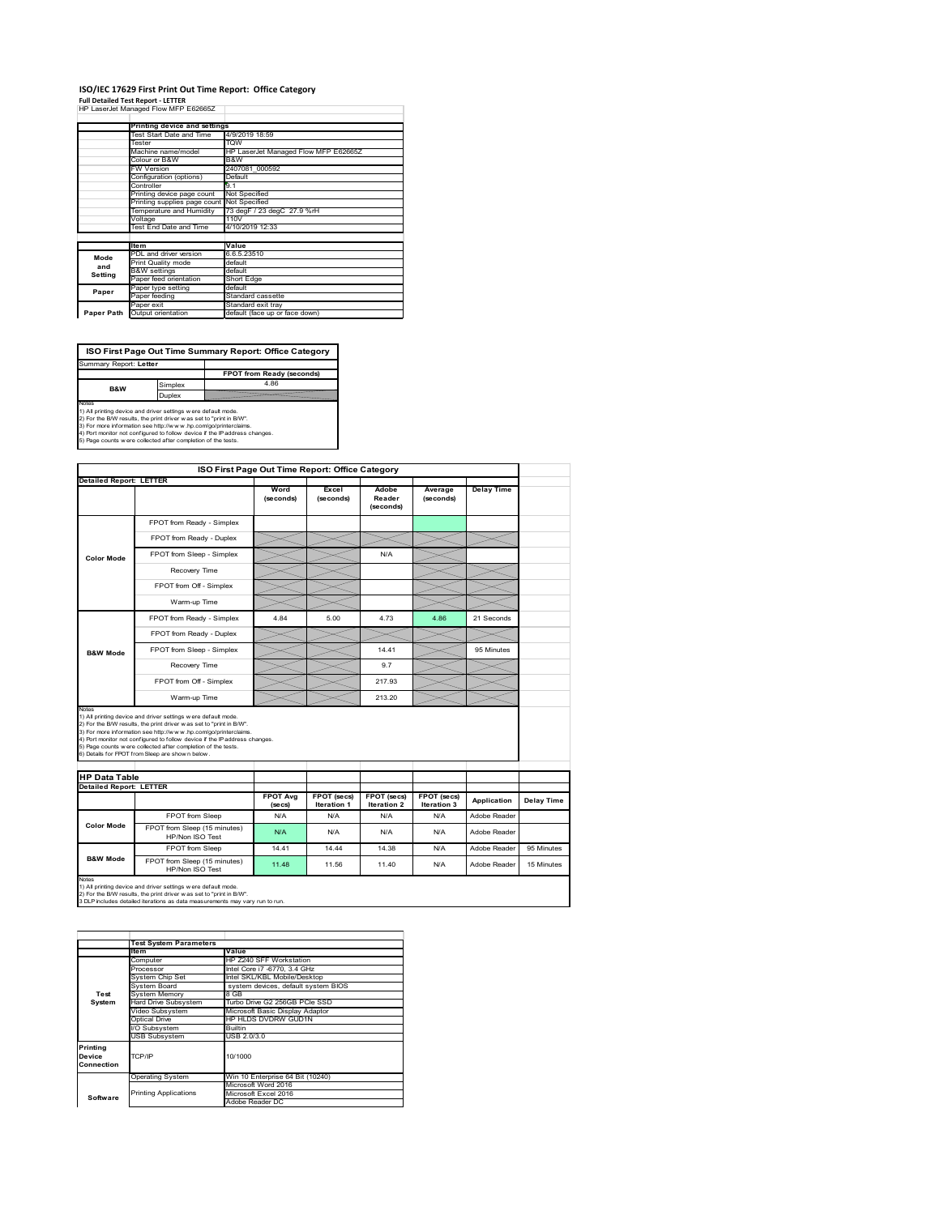# ISO/IEC 17629 First Print Out Time Report: Office Category

**Full Detailed Test Report - LETTER**

HP LaserJet Managed Flow MFP E62665Z

| | Printing device and settings | |
|---|---|---|
| | Test Start Date and Time | 4/9/2019 18:59 |
| | Tester | TQW |
| | Machine name/model | HP LaserJet Managed Flow MFP E62665Z |
| | Colour or B&W | B&W |
| | FW Version | 2407081_000592 |
| | Configuration (options) | Default |
| | Controller | 9.1 |
| | Printing device page count | Not Specified |
| | Printing supplies page count | Not Specified |
| | Temperature and Humidity | 73 degF / 23 degC 27.9 %rH |
| | Voltage | 110V |
| | Test End Date and Time | 4/10/2019 12:33 |

| | Item | Value |
|---|---|---|
| Mode and Setting | PDL and driver version | 6.6.5.23510 |
| | Print Quality mode | default |
| | B&W settings | default |
| | Paper feed orientation | Short Edge |
| Paper | Paper type setting | default |
| | Paper feeding | Standard cassette |
| | Paper exit | Standard exit tray |
| Paper Path | Output orientation | default (face up or face down) |

**ISO First Page Out Time Summary Report: Office Category**

Summary Report: **Letter**

| | | FPOT from Ready (seconds) |
|---|---|---|
| B&W | Simplex | 4.86 |
| | Duplex | |

Notes
1) All printing device and driver settings were default mode.
2) For the B/W results, the print driver was set to "print in B/W".
3) For more information see http://www.hp.com/go/printerclaims.
4) Port monitor not configured to follow device if the IP address changes.
5) Page counts were collected after completion of the tests.

**ISO First Page Out Time Report: Office Category**

Detailed Report: LETTER

| | | Word (seconds) | Excel (seconds) | Adobe Reader (seconds) | Average (seconds) | Delay Time |
|---|---|---|---|---|---|---|
| Color Mode | FPOT from Ready - Simplex | | | | | |
| | FPOT from Ready - Duplex | | | | | |
| | FPOT from Sleep - Simplex | | | N/A | | |
| | Recovery Time | | | | | |
| | FPOT from Off - Simplex | | | | | |
| | Warm-up Time | | | | | |
| B&W Mode | FPOT from Ready - Simplex | 4.84 | 5.00 | 4.73 | 4.86 | 21 Seconds |
| | FPOT from Ready - Duplex | | | | | |
| | FPOT from Sleep - Simplex | | | 14.41 | | 95 Minutes |
| | Recovery Time | | | 9.7 | | |
| | FPOT from Off - Simplex | | | 217.93 | | |
| | Warm-up Time | | | 213.20 | | |

Notes
1) All printing device and driver settings were default mode.
2) For the B/W results, the print driver was set to "print in B/W".
3) For more information see http://www.hp.com/go/printerclaims.
4) Port monitor not configured to follow device if the IP address changes.
5) Page counts were collected after completion of the tests.
6) Details for FPOT from Sleep are shown below.

**HP Data Table**

Detailed Report: LETTER

| | | FPOT Avg (secs) | FPOT (secs) Iteration 1 | FPOT (secs) Iteration 2 | FPOT (secs) Iteration 3 | Application | Delay Time |
|---|---|---|---|---|---|---|---|
| Color Mode | FPOT from Sleep | N/A | N/A | N/A | N/A | Adobe Reader | |
| | FPOT from Sleep (15 minutes) HP/Non ISO Test | N/A | N/A | N/A | N/A | Adobe Reader | |
| B&W Mode | FPOT from Sleep | 14.41 | 14.44 | 14.38 | N/A | Adobe Reader | 95 Minutes |
| | FPOT from Sleep (15 minutes) HP/Non ISO Test | 11.48 | 11.56 | 11.40 | N/A | Adobe Reader | 15 Minutes |

Notes
1) All printing device and driver settings were default mode.
2) For the B/W results, the print driver was set to "print in B/W".
3 DLP includes detailed iterations as data measurements may vary run to run.

| | Test System Parameters | |
|---|---|---|
| | Item | Value |
| Test System | Computer | HP Z240 SFF Workstation |
| | Processor | Intel Core i7 -6770, 3.4 GHz |
| | System Chip Set | Intel SKL/KBL Mobile/Desktop |
| | System Board | system devices, default system BIOS |
| | System Memory | 8 GB |
| | Hard Drive Subsystem | Turbo Drive G2 256GB PCIe SSD |
| | Video Subsystem | Microsoft Basic Display Adaptor |
| | Optical Drive | HP HLDS DVDRW GUD1N |
| | I/O Subsystem | Builtin |
| | USB Subsystem | USB 2.0/3.0 |
| Printing Device Connection | TCP/IP | 10/1000 |
| Software | Operating System | Win 10 Enterprise 64 Bit (10240) |
| | Printing Applications | Microsoft Word 2016 |
| | | Microsoft Excel 2016 |
| | | Adobe Reader DC |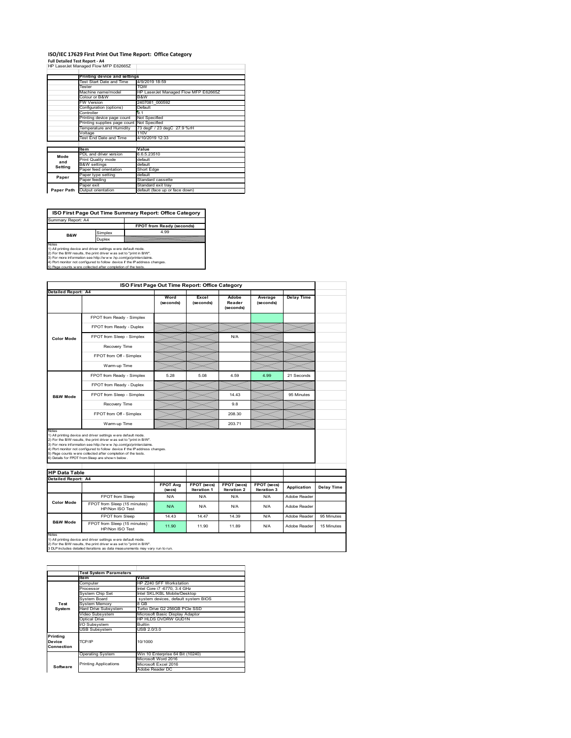# ISO/IEC 17629 First Print Out Time Report: Office Category

**Full Detailed Test Report - A4**

HP LaserJet Managed Flow MFP E62665Z

| | Printing device and settings | |
|---|---|---|
| | Test Start Date and Time | 4/9/2019 18:59 |
| | Tester | TQW |
| | Machine name/model | HP LaserJet Managed Flow MFP E62665Z |
| | Colour or B&W | B&W |
| | FW Version | 2407081_000592 |
| | Configuration (options) | Default |
| | Controller | 9.1 |
| | Printing device page count | Not Specified |
| | Printing supplies page count | Not Specified |
| | Temperature and Humidity | 73 degF / 23 degC 27.9 %rH |
| | Voltage | 110V |
| | Test End Date and Time | 4/10/2019 12:33 |

| | Item | Value |
|---|---|---|
| Mode and Setting | PDL and driver version | 6.6.5.23510 |
| | Print Quality mode | default |
| | B&W settings | default |
| | Paper feed orientation | Short Edge |
| Paper | Paper type setting | default |
| | Paper feeding | Standard cassette |
| | Paper exit | Standard exit tray |
| Paper Path | Output orientation | default (face up or face down) |

## ISO First Page Out Time Summary Report: Office Category

Summary Report: A4

| | | FPOT from Ready (seconds) |
|---|---|---|
| B&W | Simplex | 4.99 |
| | Duplex | |

Notes
1) All printing device and driver settings were default mode.
2) For the B/W results, the print driver was set to "print in B/W".
3) For more information see http://www.hp.com/go/printerclaims.
4) Port monitor not configured to follow device if the IP address changes.
5) Page counts were collected after completion of the tests.

## ISO First Page Out Time Report: Office Category

Detailed Report: A4

| | | Word (seconds) | Excel (seconds) | Adobe Reader (seconds) | Average (seconds) | Delay Time |
|---|---|---|---|---|---|---|
| Color Mode | FPOT from Ready - Simplex | | | | | |
| | FPOT from Ready - Duplex | | | | | |
| | FPOT from Sleep - Simplex | | | N/A | | |
| | Recovery Time | | | | | |
| | FPOT from Off - Simplex | | | | | |
| | Warm-up Time | | | | | |
| B&W Mode | FPOT from Ready - Simplex | 5.28 | 5.08 | 4.59 | 4.99 | 21 Seconds |
| | FPOT from Ready - Duplex | | | | | |
| | FPOT from Sleep - Simplex | | | 14.43 | | 95 Minutes |
| | Recovery Time | | | 9.8 | | |
| | FPOT from Off - Simplex | | | 208.30 | | |
| | Warm-up Time | | | 203.71 | | |

Notes
1) All printing device and driver settings were default mode.
2) For the B/W results, the print driver was set to "print in B/W".
3) For more information see http://www.hp.com/go/printerclaims.
4) Port monitor not configured to follow device if the IP address changes.
5) Page counts were collected after completion of the tests.
6) Details for FPOT from Sleep are shown below.

## HP Data Table

Detailed Report: A4

| | | FPOT Avg (secs) | FPOT (secs) Iteration 1 | FPOT (secs) Iteration 2 | FPOT (secs) Iteration 3 | Application | Delay Time |
|---|---|---|---|---|---|---|---|
| Color Mode | FPOT from Sleep | N/A | N/A | N/A | N/A | Adobe Reader | |
| | FPOT from Sleep (15 minutes) HP/Non ISO Test | N/A | N/A | N/A | N/A | Adobe Reader | |
| B&W Mode | FPOT from Sleep | 14.43 | 14.47 | 14.39 | N/A | Adobe Reader | 95 Minutes |
| | FPOT from Sleep (15 minutes) HP/Non ISO Test | 11.90 | 11.90 | 11.89 | N/A | Adobe Reader | 15 Minutes |

Notes
1) All printing device and driver settings were default mode.
2) For the B/W results, the print driver was set to "print in B/W".
3 DLP includes detailed iterations as data measurements may vary run to run.

| | Test System Parameters | |
|---|---|---|
| | Item | Value |
| Test System | Computer | HP Z240 SFF Workstation |
| | Processor | Intel Core i7 -6770, 3.4 GHz |
| | System Chip Set | Intel SKL/KBL Mobile/Desktop |
| | System Board | system devices, default system BIOS |
| | System Memory | 8 GB |
| | Hard Drive Subsystem | Turbo Drive G2 256GB PCIe SSD |
| | Video Subsystem | Microsoft Basic Display Adaptor |
| | Optical Drive | HP HLDS DVDRW GUD1N |
| | I/O Subsystem | Builtin |
| | USB Subsystem | USB 2.0/3.0 |
| Printing Device Connection | TCP/IP | 10/1000 |
| Software | Operating System | Win 10 Enterprise 64 Bit (10240) |
| | Printing Applications | Microsoft Word 2016 |
| | | Microsoft Excel 2016 |
| | | Adobe Reader DC |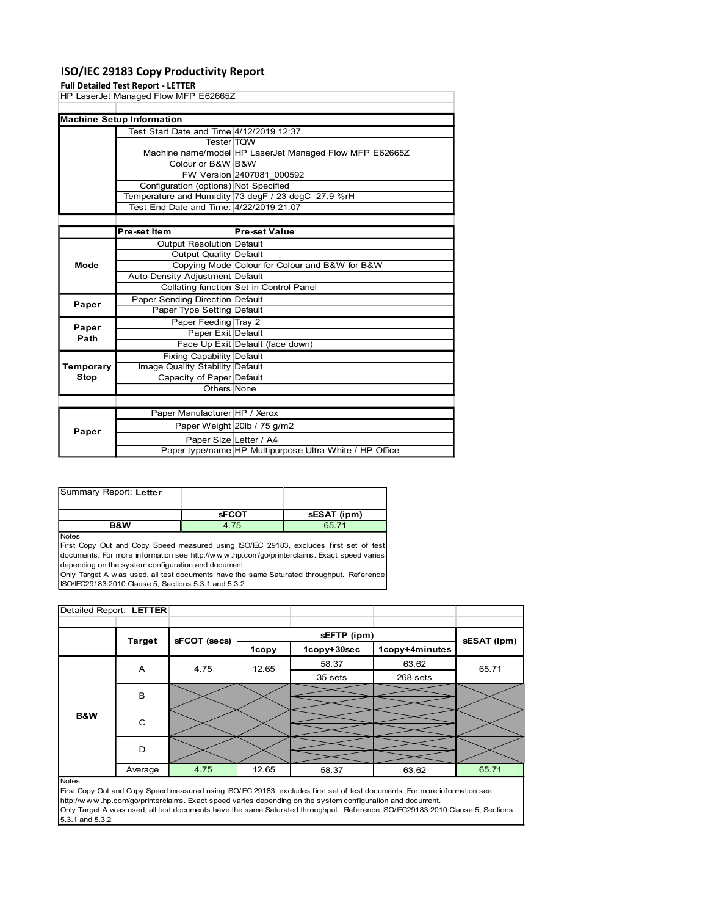# ISO/IEC 29183 Copy Productivity Report

**Full Detailed Test Report - LETTER**

HP LaserJet Managed Flow MFP E62665Z

| Machine Setup Information | | |
|---|---|---|
| | Test Start Date and Time | 4/12/2019 12:37 |
| | Tester | TQW |
| | Machine name/model | HP LaserJet Managed Flow MFP E62665Z |
| | Colour or B&W | B&W |
| | FW Version | 2407081_000592 |
| | Configuration (options) | Not Specified |
| | Temperature and Humidity | 73 degF / 23 degC 27.9 %rH |
| | Test End Date and Time: | 4/22/2019 21:07 |

| | Pre-set Item | Pre-set Value |
|---|---|---|
| Mode | Output Resolution | Default |
| | Output Quality | Default |
| | Copying Mode | Colour for Colour and B&W for B&W |
| | Auto Density Adjustment | Default |
| | Collating function | Set in Control Panel |
| Paper | Paper Sending Direction | Default |
| | Paper Type Setting | Default |
| Paper Path | Paper Feeding | Tray 2 |
| | Paper Exit | Default |
| | Face Up Exit | Default (face down) |
| Temporary Stop | Fixing Capability | Default |
| | Image Quality Stability | Default |
| | Capacity of Paper | Default |
| | Others | None |

| | | |
|---|---|---|
| Paper | Paper Manufacturer | HP / Xerox |
| | Paper Weight | 20lb / 75 g/m2 |
| | Paper Size | Letter / A4 |
| | Paper type/name | HP Multipurpose Ultra White / HP Office |

Summary Report: **Letter**

| | sFCOT | sESAT (ipm) |
|---|---|---|
| B&W | 4.75 | 65.71 |

Notes

First Copy Out and Copy Speed measured using ISO/IEC 29183, excludes first set of test documents. For more information see http://www.hp.com/go/printerclaims. Exact speed varies depending on the system configuration and document.

Only Target A was used, all test documents have the same Saturated throughput. Reference ISO/IEC29183:2010 Clause 5, Sections 5.3.1 and 5.3.2

Detailed Report: **LETTER**

| | Target | sFCOT (secs) | sEFTP (ipm) | | | sESAT (ipm) |
|---|---|---|---|---|---|---|
| | | | 1copy | 1copy+30sec | 1copy+4minutes | |
| B&W | A | 4.75 | 12.65 | 58.37 | 63.62 | 65.71 |
| | | | | 35 sets | 268 sets | |
| | B | | | | | |
| | C | | | | | |
| | D | | | | | |
| | Average | 4.75 | 12.65 | 58.37 | 63.62 | 65.71 |

Notes

First Copy Out and Copy Speed measured using ISO/IEC 29183, excludes first set of test documents. For more information see http://www.hp.com/go/printerclaims. Exact speed varies depending on the system configuration and document.

Only Target A was used, all test documents have the same Saturated throughput. Reference ISO/IEC29183:2010 Clause 5, Sections 5.3.1 and 5.3.2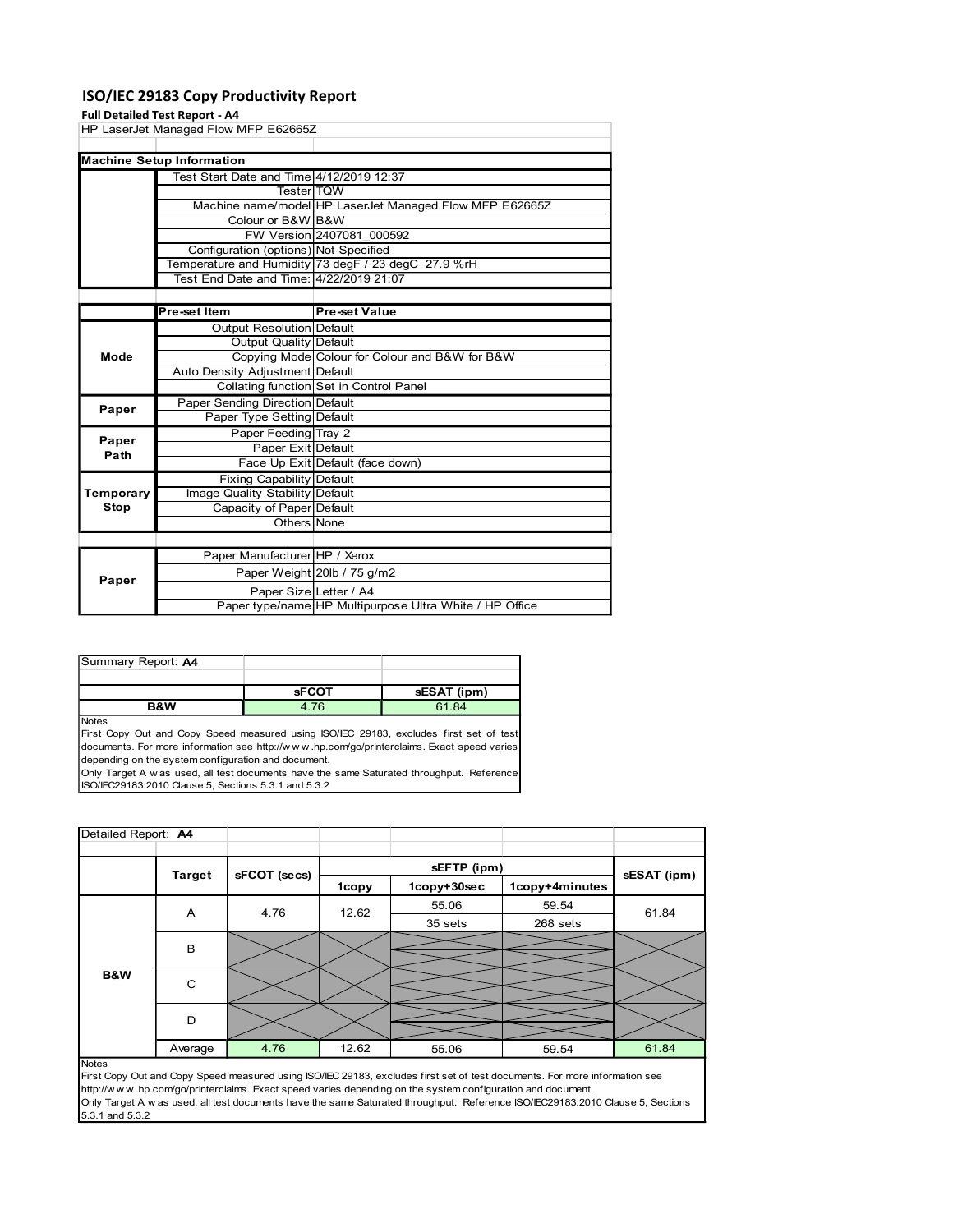# ISO/IEC 29183 Copy Productivity Report

**Full Detailed Test Report - A4**

HP LaserJet Managed Flow MFP E62665Z

| Machine Setup Information | | |
|---|---|---|
| | Test Start Date and Time | 4/12/2019 12:37 |
| | Tester | TQW |
| | Machine name/model | HP LaserJet Managed Flow MFP E62665Z |
| | Colour or B&W | B&W |
| | FW Version | 2407081_000592 |
| | Configuration (options) | Not Specified |
| | Temperature and Humidity | 73 degF / 23 degC 27.9 %rH |
| | Test End Date and Time: | 4/22/2019 21:07 |

| | Pre-set Item | Pre-set Value |
|---|---|---|
| Mode | Output Resolution | Default |
| | Output Quality | Default |
| | Copying Mode | Colour for Colour and B&W for B&W |
| | Auto Density Adjustment | Default |
| | Collating function | Set in Control Panel |
| Paper | Paper Sending Direction | Default |
| | Paper Type Setting | Default |
| Paper Path | Paper Feeding | Tray 2 |
| | Paper Exit | Default |
| | Face Up Exit | Default (face down) |
| Temporary Stop | Fixing Capability | Default |
| | Image Quality Stability | Default |
| | Capacity of Paper | Default |
| | Others | None |

| | | |
|---|---|---|
| Paper | Paper Manufacturer | HP / Xerox |
| | Paper Weight | 20lb / 75 g/m2 |
| | Paper Size | Letter / A4 |
| | Paper type/name | HP Multipurpose Ultra White / HP Office |

Summary Report: **A4**

| | sFCOT | sESAT (ipm) |
|---|---|---|
| B&W | 4.76 | 61.84 |

Notes

First Copy Out and Copy Speed measured using ISO/IEC 29183, excludes first set of test documents. For more information see http://w w w .hp.com/go/printerclaims. Exact speed varies depending on the system configuration and document.

Only Target A w as used, all test documents have the same Saturated throughput. Reference ISO/IEC29183:2010 Clause 5, Sections 5.3.1 and 5.3.2

Detailed Report: **A4**

| | Target | sFCOT (secs) | sEFTP (ipm) | | | sESAT (ipm) |
|---|---|---|---|---|---|---|
| | | | 1copy | 1copy+30sec | 1copy+4minutes | |
| B&W | A | 4.76 | 12.62 | 55.06<br>35 sets | 59.54<br>268 sets | 61.84 |
| | B | | | | | |
| | C | | | | | |
| | D | | | | | |
| | Average | 4.76 | 12.62 | 55.06 | 59.54 | 61.84 |

Notes

First Copy Out and Copy Speed measured using ISO/IEC 29183, excludes first set of test documents. For more information see http://w w w .hp.com/go/printerclaims. Exact speed varies depending on the system configuration and document.

Only Target A w as used, all test documents have the same Saturated throughput. Reference ISO/IEC29183:2010 Clause 5, Sections 5.3.1 and 5.3.2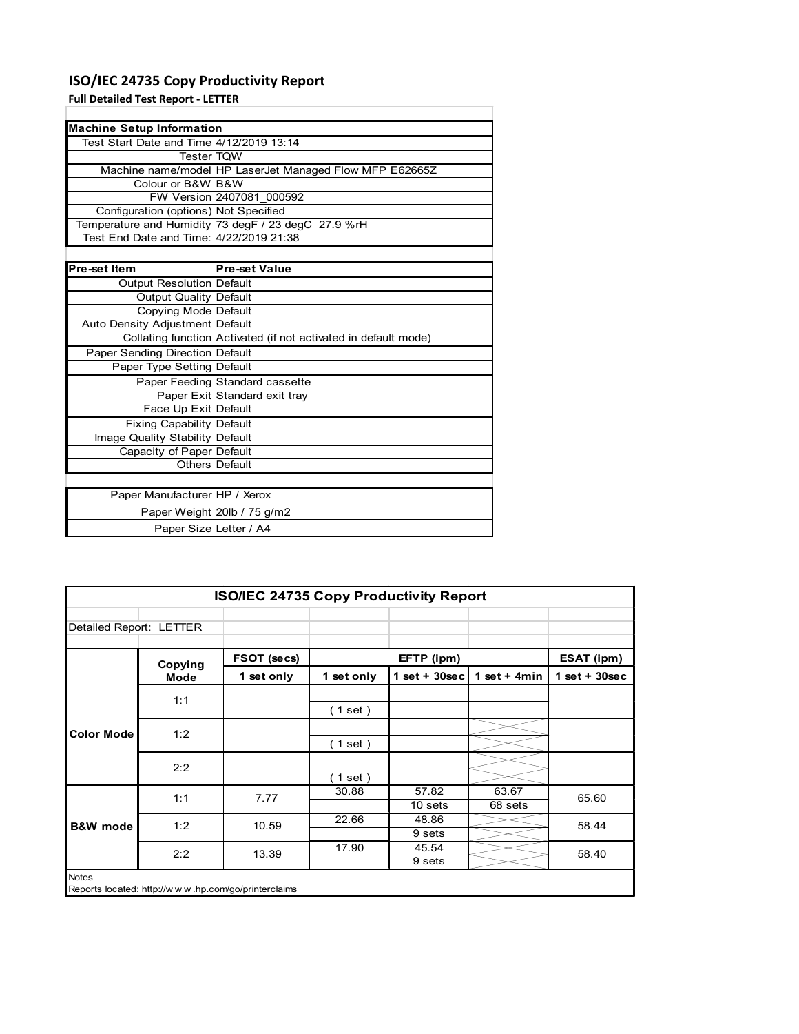# ISO/IEC 24735 Copy Productivity Report

**Full Detailed Test Report - LETTER**

| Machine Setup Information | |
|---|---|
| Test Start Date and Time | 4/12/2019 13:14 |
| Tester | TQW |
| Machine name/model | HP LaserJet Managed Flow MFP E62665Z |
| Colour or B&W | B&W |
| FW Version | 2407081_000592 |
| Configuration (options) | Not Specified |
| Temperature and Humidity | 73 degF / 23 degC 27.9 %rH |
| Test End Date and Time: | 4/22/2019 21:38 |

| Pre-set Item | Pre-set Value |
|---|---|
| Output Resolution | Default |
| Output Quality | Default |
| Copying Mode | Default |
| Auto Density Adjustment | Default |
| Collating function | Activated (if not activated in default mode) |
| Paper Sending Direction | Default |
| Paper Type Setting | Default |
| Paper Feeding | Standard cassette |
| Paper Exit | Standard exit tray |
| Face Up Exit | Default |
| Fixing Capability | Default |
| Image Quality Stability | Default |
| Capacity of Paper | Default |
| Others | Default |

| | |
|---|---|
| Paper Manufacturer | HP / Xerox |
| Paper Weight | 20lb / 75 g/m2 |
| Paper Size | Letter / A4 |

## ISO/IEC 24735 Copy Productivity Report

Detailed Report: LETTER

| | Copying Mode | FSOT (secs) | EFTP (ipm) | | | ESAT (ipm) |
|---|---|---|---|---|---|---|
| | | 1 set only | 1 set only | 1 set + 30sec | 1 set + 4min | 1 set + 30sec |
| Color Mode | 1:1 | | ( 1 set ) | | | |
| | 1:2 | | ( 1 set ) | | | |
| | 2:2 | | ( 1 set ) | | | |
| B&W mode | 1:1 | 7.77 | 30.88 | 57.82<br>10 sets | 63.67<br>68 sets | 65.60 |
| | 1:2 | 10.59 | 22.66 | 48.86<br>9 sets | | 58.44 |
| | 2:2 | 13.39 | 17.90 | 45.54<br>9 sets | | 58.40 |

Notes

Reports located: http://w w w .hp.com/go/printerclaims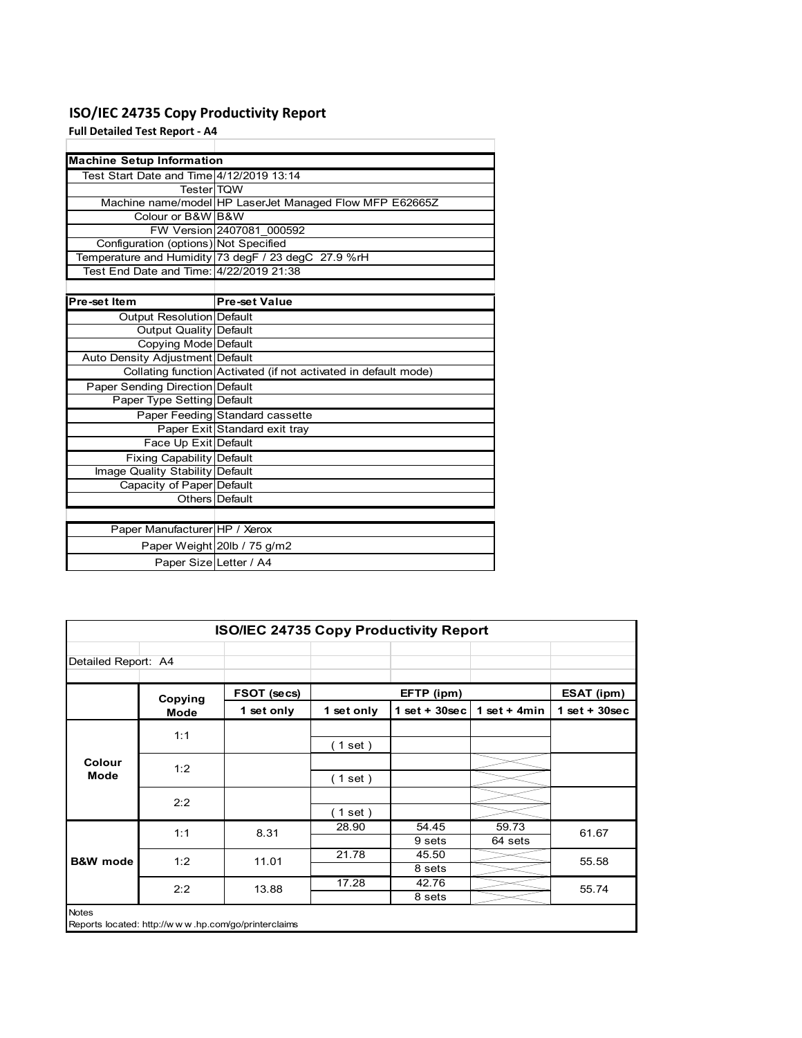# ISO/IEC 24735 Copy Productivity Report

**Full Detailed Test Report - A4**

| Machine Setup Information | |
|---|---|
| Test Start Date and Time | 4/12/2019 13:14 |
| Tester | TQW |
| Machine name/model | HP LaserJet Managed Flow MFP E62665Z |
| Colour or B&W | B&W |
| FW Version | 2407081_000592 |
| Configuration (options) | Not Specified |
| Temperature and Humidity | 73 degF / 23 degC 27.9 %rH |
| Test End Date and Time: | 4/22/2019 21:38 |

| Pre-set Item | Pre-set Value |
|---|---|
| Output Resolution | Default |
| Output Quality | Default |
| Copying Mode | Default |
| Auto Density Adjustment | Default |
| Collating function | Activated (if not activated in default mode) |
| Paper Sending Direction | Default |
| Paper Type Setting | Default |
| Paper Feeding | Standard cassette |
| Paper Exit | Standard exit tray |
| Face Up Exit | Default |
| Fixing Capability | Default |
| Image Quality Stability | Default |
| Capacity of Paper | Default |
| Others | Default |

| | |
|---|---|
| Paper Manufacturer | HP / Xerox |
| Paper Weight | 20lb / 75 g/m2 |
| Paper Size | Letter / A4 |

## ISO/IEC 24735 Copy Productivity Report

Detailed Report: A4

| | Copying Mode | FSOT (secs) | EFTP (ipm) | | | ESAT (ipm) |
|---|---|---|---|---|---|---|
| | | 1 set only | 1 set only | 1 set + 30sec | 1 set + 4min | 1 set + 30sec |
| Colour Mode | 1:1 | | ( 1 set ) | | | |
| | 1:2 | | ( 1 set ) | | | |
| | 2:2 | | ( 1 set ) | | | |
| B&W mode | 1:1 | 8.31 | 28.90 | 54.45<br>9 sets | 59.73<br>64 sets | 61.67 |
| | 1:2 | 11.01 | 21.78 | 45.50<br>8 sets | | 55.58 |
| | 2:2 | 13.88 | 17.28 | 42.76<br>8 sets | | 55.74 |

Notes

Reports located: http://w w w .hp.com/go/printerclaims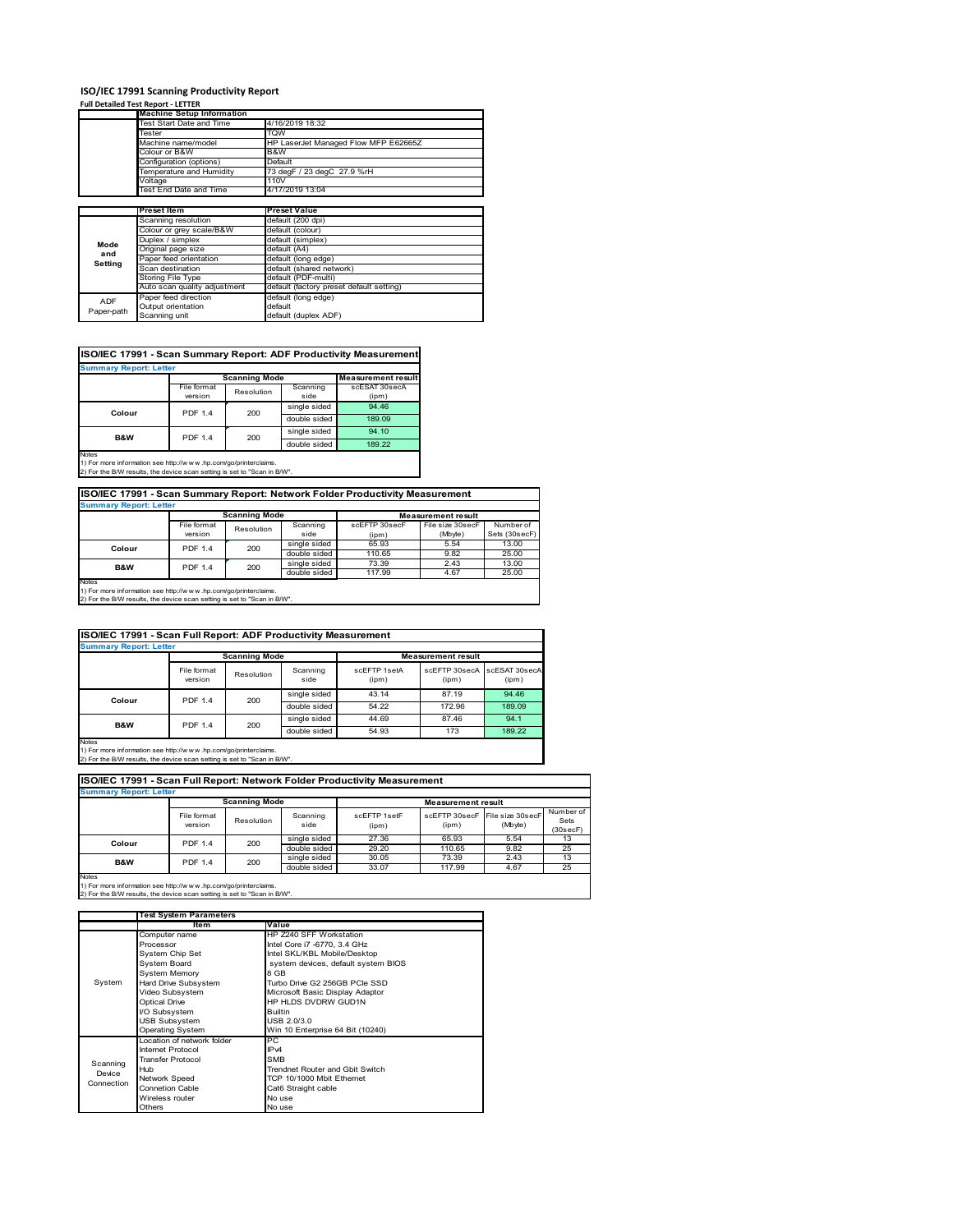# ISO/IEC 17991 Scanning Productivity Report

**Full Detailed Test Report - LETTER**

| | Machine Setup Information | |
|---|---|---|
| | Test Start Date and Time | 4/16/2019 18:32 |
| | Tester | TQW |
| | Machine name/model | HP LaserJet Managed Flow MFP E62665Z |
| | Colour or B&W | B&W |
| | Configuration (options) | Default |
| | Temperature and Humidity | 73 degF / 23 degC 27.9 %rH |
| | Voltage | 110V |
| | Test End Date and Time | 4/17/2019 13:04 |

| | Preset Item | Preset Value |
|---|---|---|
| Mode and Setting | Scanning resolution | default (200 dpi) |
| | Colour or grey scale/B&W | default (colour) |
| | Duplex / simplex | default (simplex) |
| | Original page size | default (A4) |
| | Paper feed orientation | default (long edge) |
| | Scan destination | default (shared network) |
| | Storing File Type | default (PDF-multi) |
| | Auto scan quality adjustment | default (factory preset default setting) |
| ADF Paper-path | Paper feed direction | default (long edge) |
| | Output orientation | default |
| | Scanning unit | default (duplex ADF) |

## ISO/IEC 17991 - Scan Summary Report: ADF Productivity Measurement

**Summary Report: Letter**

| | Scanning Mode | | | Measurement result |
|---|---|---|---|---|
| | File format version | Resolution | Scanning side | scESAT 30secA (ipm) |
| Colour | PDF 1.4 | 200 | single sided | 94.46 |
| | | | double sided | 189.09 |
| B&W | PDF 1.4 | 200 | single sided | 94.10 |
| | | | double sided | 189.22 |

Notes
1) For more information see http://www.hp.com/go/printerclaims.
2) For the B/W results, the device scan setting is set to "Scan in B/W".

## ISO/IEC 17991 - Scan Summary Report: Network Folder Productivity Measurement

**Summary Report: Letter**

| | Scanning Mode | | | Measurement result | | |
|---|---|---|---|---|---|---|
| | File format version | Resolution | Scanning side | scEFTP 30secF (ipm) | File size 30secF (Mbyte) | Number of Sets (30secF) |
| Colour | PDF 1.4 | 200 | single sided | 65.93 | 5.54 | 13.00 |
| | | | double sided | 110.65 | 9.82 | 25.00 |
| B&W | PDF 1.4 | 200 | single sided | 73.39 | 2.43 | 13.00 |
| | | | double sided | 117.99 | 4.67 | 25.00 |

Notes
1) For more information see http://www.hp.com/go/printerclaims.
2) For the B/W results, the device scan setting is set to "Scan in B/W".

## ISO/IEC 17991 - Scan Full Report: ADF Productivity Measurement

**Summary Report: Letter**

| | Scanning Mode | | | Measurement result | | |
|---|---|---|---|---|---|---|
| | File format version | Resolution | Scanning side | scEFTP 1setA (ipm) | scEFTP 30secA (ipm) | scESAT 30secA (ipm) |
| Colour | PDF 1.4 | 200 | single sided | 43.14 | 87.19 | 94.46 |
| | | | double sided | 54.22 | 172.96 | 189.09 |
| B&W | PDF 1.4 | 200 | single sided | 44.69 | 87.46 | 94.1 |
| | | | double sided | 54.93 | 173 | 189.22 |

Notes
1) For more information see http://www.hp.com/go/printerclaims.
2) For the B/W results, the device scan setting is set to "Scan in B/W".

## ISO/IEC 17991 - Scan Full Report: Network Folder Productivity Measurement

**Summary Report: Letter**

| | Scanning Mode | | | Measurement result | | | |
|---|---|---|---|---|---|---|---|
| | File format version | Resolution | Scanning side | scEFTP 1setF (ipm) | scEFTP 30secF (ipm) | File size 30secF (Mbyte) | Number of Sets (30secF) |
| Colour | PDF 1.4 | 200 | single sided | 27.36 | 65.93 | 5.54 | 13 |
| | | | double sided | 29.20 | 110.65 | 9.82 | 25 |
| B&W | PDF 1.4 | 200 | single sided | 30.05 | 73.39 | 2.43 | 13 |
| | | | double sided | 33.07 | 117.99 | 4.67 | 25 |

Notes
1) For more information see http://www.hp.com/go/printerclaims.
2) For the B/W results, the device scan setting is set to "Scan in B/W".

| | Test System Parameters | |
|---|---|---|
| | Item | Value |
| System | Computer name | HP Z240 SFF Workstation |
| | Processor | Intel Core i7 -6770, 3.4 GHz |
| | System Chip Set | Intel SKL/KBL Mobile/Desktop |
| | System Board | system devices, default system BIOS |
| | System Memory | 8 GB |
| | Hard Drive Subsystem | Turbo Drive G2 256GB PCIe SSD |
| | Video Subsystem | Microsoft Basic Display Adaptor |
| | Optical Drive | HP HLDS DVDRW GUD1N |
| | I/O Subsystem | Builtin |
| | USB Subsystem | USB 2.0/3.0 |
| | Operating System | Win 10 Enterprise 64 Bit (10240) |
| Scanning Device Connection | Location of network folder | PC |
| | Internet Protocol | IPv4 |
| | Transfer Protocol | SMB |
| | Hub | Trendnet Router and Gbit Switch |
| | Network Speed | TCP 10/1000 Mbit Ethernet |
| | Connetion Cable | Cat6 Straight cable |
| | Wireless router | No use |
| | Others | No use |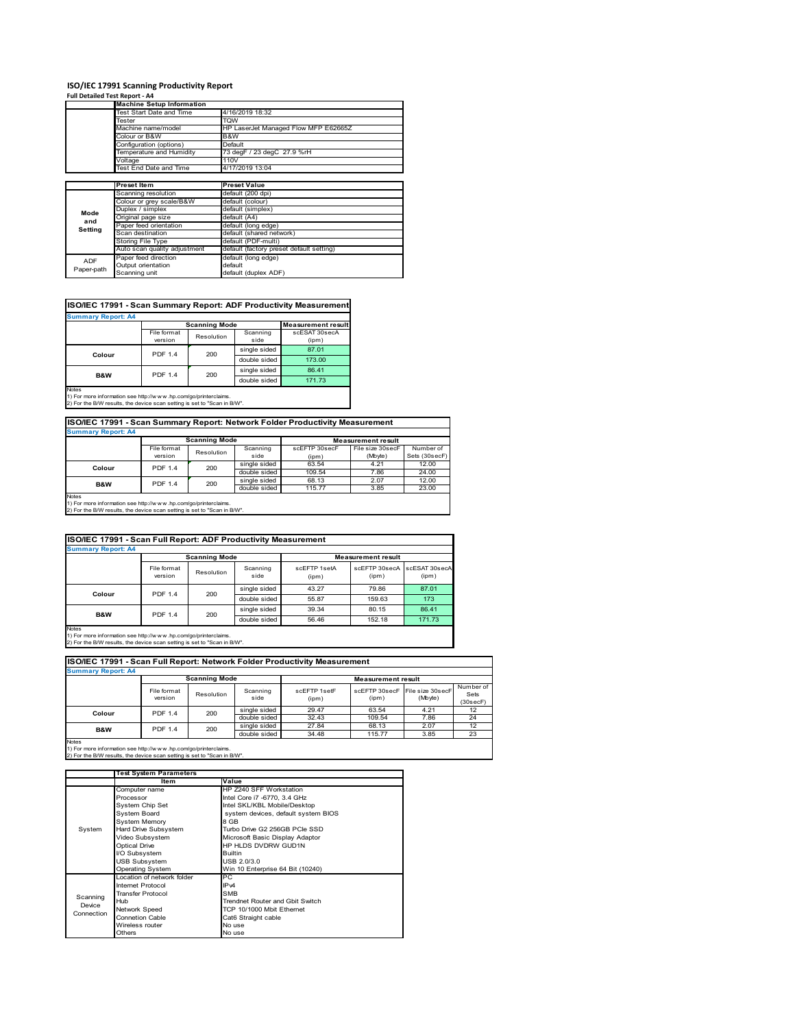# ISO/IEC 17991 Scanning Productivity Report

**Full Detailed Test Report - A4**

| | Machine Setup Information | |
|---|---|---|
| | Test Start Date and Time | 4/16/2019 18:32 |
| | Tester | TQW |
| | Machine name/model | HP LaserJet Managed Flow MFP E62665Z |
| | Colour or B&W | B&W |
| | Configuration (options) | Default |
| | Temperature and Humidity | 73 degF / 23 degC 27.9 %rH |
| | Voltage | 110V |
| | Test End Date and Time | 4/17/2019 13:04 |

| | Preset Item | Preset Value |
|---|---|---|
| Mode and Setting | Scanning resolution | default (200 dpi) |
| | Colour or grey scale/B&W | default (colour) |
| | Duplex / simplex | default (simplex) |
| | Original page size | default (A4) |
| | Paper feed orientation | default (long edge) |
| | Scan destination | default (shared network) |
| | Storing File Type | default (PDF-multi) |
| | Auto scan quality adjustment | default (factory preset default setting) |
| ADF Paper-path | Paper feed direction | default (long edge) |
| | Output orientation | default |
| | Scanning unit | default (duplex ADF) |

## ISO/IEC 17991 - Scan Summary Report: ADF Productivity Measurement

**Summary Report: A4**

| | Scanning Mode | | | Measurement result |
|---|---|---|---|---|
| | File format version | Resolution | Scanning side | scESAT 30secA (ipm) |
| Colour | PDF 1.4 | 200 | single sided | 87.01 |
| | | | double sided | 173.00 |
| B&W | PDF 1.4 | 200 | single sided | 86.41 |
| | | | double sided | 171.73 |

Notes
1) For more information see http://www.hp.com/go/printerclaims.
2) For the B/W results, the device scan setting is set to "Scan in B/W".

## ISO/IEC 17991 - Scan Summary Report: Network Folder Productivity Measurement

**Summary Report: A4**

| | Scanning Mode | | | Measurement result | | |
|---|---|---|---|---|---|---|
| | File format version | Resolution | Scanning side | scEFTP 30secF (ipm) | File size 30secF (Mbyte) | Number of Sets (30secF) |
| Colour | PDF 1.4 | 200 | single sided | 63.54 | 4.21 | 12.00 |
| | | | double sided | 109.54 | 7.86 | 24.00 |
| B&W | PDF 1.4 | 200 | single sided | 68.13 | 2.07 | 12.00 |
| | | | double sided | 115.77 | 3.85 | 23.00 |

Notes
1) For more information see http://www.hp.com/go/printerclaims.
2) For the B/W results, the device scan setting is set to "Scan in B/W".

## ISO/IEC 17991 - Scan Full Report: ADF Productivity Measurement

**Summary Report: A4**

| | Scanning Mode | | | Measurement result | | |
|---|---|---|---|---|---|---|
| | File format version | Resolution | Scanning side | scEFTP 1setA (ipm) | scEFTP 30secA (ipm) | scESAT 30secA (ipm) |
| Colour | PDF 1.4 | 200 | single sided | 43.27 | 79.86 | 87.01 |
| | | | double sided | 55.87 | 159.63 | 173 |
| B&W | PDF 1.4 | 200 | single sided | 39.34 | 80.15 | 86.41 |
| | | | double sided | 56.46 | 152.18 | 171.73 |

Notes
1) For more information see http://www.hp.com/go/printerclaims.
2) For the B/W results, the device scan setting is set to "Scan in B/W".

## ISO/IEC 17991 - Scan Full Report: Network Folder Productivity Measurement

**Summary Report: A4**

| | Scanning Mode | | | Measurement result | | | |
|---|---|---|---|---|---|---|---|
| | File format version | Resolution | Scanning side | scEFTP 1setF (ipm) | scEFTP 30secF (ipm) | File size 30secF (Mbyte) | Number of Sets (30secF) |
| Colour | PDF 1.4 | 200 | single sided | 29.47 | 63.54 | 4.21 | 12 |
| | | | double sided | 32.43 | 109.54 | 7.86 | 24 |
| B&W | PDF 1.4 | 200 | single sided | 27.84 | 68.13 | 2.07 | 12 |
| | | | double sided | 34.48 | 115.77 | 3.85 | 23 |

Notes
1) For more information see http://www.hp.com/go/printerclaims.
2) For the B/W results, the device scan setting is set to "Scan in B/W".

| | Test System Parameters | |
|---|---|---|
| | Item | Value |
| System | Computer name | HP Z240 SFF Workstation |
| | Processor | Intel Core i7 -6770, 3.4 GHz |
| | System Chip Set | Intel SKL/KBL Mobile/Desktop |
| | System Board | system devices, default system BIOS |
| | System Memory | 8 GB |
| | Hard Drive Subsystem | Turbo Drive G2 256GB PCIe SSD |
| | Video Subsystem | Microsoft Basic Display Adaptor |
| | Optical Drive | HP HLDS DVDRW GUD1N |
| | I/O Subsystem | Builtin |
| | USB Subsystem | USB 2.0/3.0 |
| | Operating System | Win 10 Enterprise 64 Bit (10240) |
| Scanning Device Connection | Location of network folder | PC |
| | Internet Protocol | IPv4 |
| | Transfer Protocol | SMB |
| | Hub | Trendnet Router and Gbit Switch |
| | Network Speed | TCP 10/1000 Mbit Ethernet |
| | Connetion Cable | Cat6 Straight cable |
| | Wireless router | No use |
| | Others | No use |